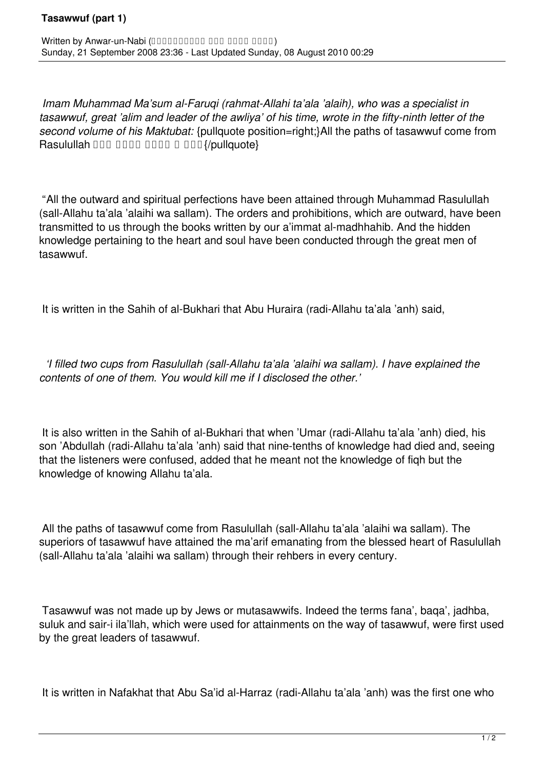*Imam Muhammad Ma'sum al-Faruqi (rahmat-Allahi ta'ala 'alaih), who was a specialist in tasawwuf, great 'alim and leader of the awliya' of his time, wrote in the fifty-ninth letter of the second volume of his Maktubat:* {pullquote position=right;}All the paths of tasawwuf come from Rasulullah □□□ □□□□ □□□□ □ □□□{/pullquote}

"All the outward and spiritual perfections have been attained through Muhammad Rasulullah (sall-Allahu ta'ala 'alaihi wa sallam). The orders and prohibitions, which are outward, have been transmitted to us through the books written by our a'immat al-madhhahib. And the hidden knowledge pertaining to the heart and soul have been conducted through the great men of tasawwuf.

It is written in the Sahih of al-Bukhari that Abu Huraira (radi-Allahu ta'ala 'anh) said,

*'I filled two cups from Rasulullah (sall-Allahu ta'ala 'alaihi wa sallam). I have explained the contents of one of them. You would kill me if I disclosed the other.'*

It is also written in the Sahih of al-Bukhari that when 'Umar (radi-Allahu ta'ala 'anh) died, his son 'Abdullah (radi-Allahu ta'ala 'anh) said that nine-tenths of knowledge had died and, seeing that the listeners were confused, added that he meant not the knowledge of fiqh but the knowledge of knowing Allahu ta'ala.

All the paths of tasawwuf come from Rasulullah (sall-Allahu ta'ala 'alaihi wa sallam). The superiors of tasawwuf have attained the ma'arif emanating from the blessed heart of Rasulullah (sall-Allahu ta'ala 'alaihi wa sallam) through their rehbers in every century.

Tasawwuf was not made up by Jews or mutasawwifs. Indeed the terms fana', baqa', jadhba, suluk and sair-i ila'llah, which were used for attainments on the way of tasawwuf, were first used by the great leaders of tasawwuf.

It is written in Nafakhat that Abu Sa'id al-Harraz (radi-Allahu ta'ala 'anh) was the first one who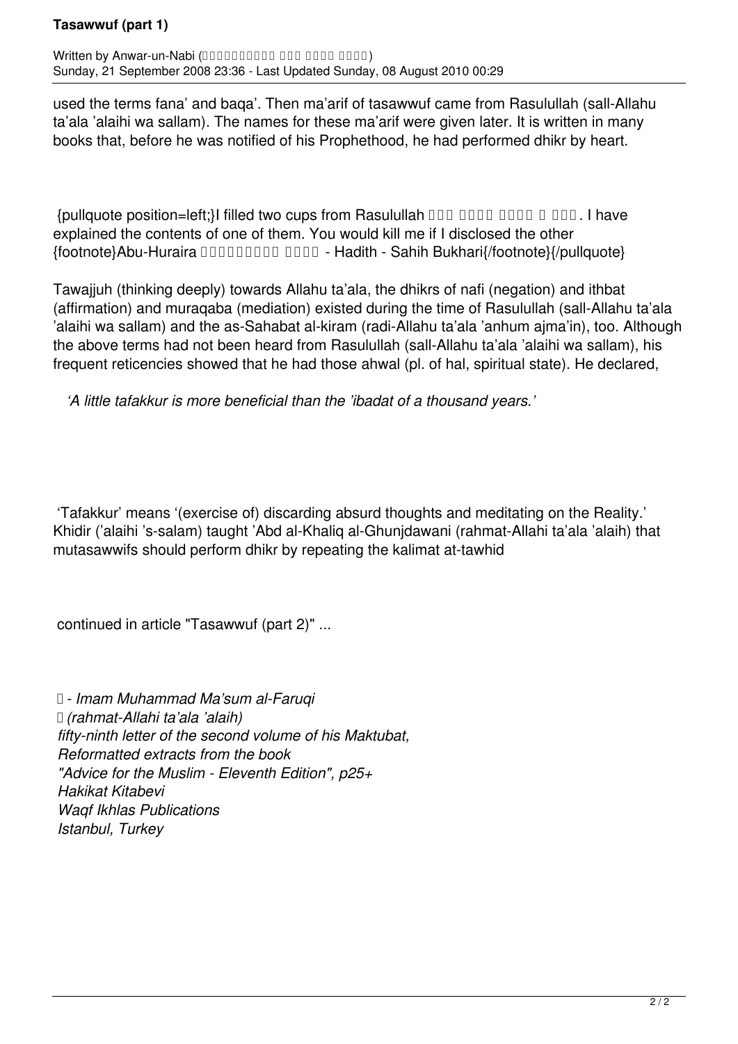used the terms fana' and baqa'. Then ma'arif of tasawwuf came from Rasulullah (sall-Allahu ta'ala 'alaihi wa sallam). The names for these ma'arif were given later. It is written in many books that, before he was notified of his Prophethood, he had performed dhikr by heart.

{pullquote position=left;}I filled two cups from Rasulullah □□□ □□□□ □□□□ □ □□□. I have explained the contents of one of them. You would kill me if I disclosed the other {footnote}Abu-Huraira □□□□□□□□□ □□□□ - Hadith - Sahih Bukhari{/footnote}{/pullquote}

Tawajjuh (thinking deeply) towards Allahu ta'ala, the dhikrs of nafi (negation) and ithbat (affirmation) and muraqaba (mediation) existed during the time of Rasulullah (sall-Allahu ta'ala 'alaihi wa sallam) and the as-Sahabat al-kiram (radi-Allahu ta'ala 'anhum ajma'in), too. Although the above terms had not been heard from Rasulullah (sall-Allahu ta'ala 'alaihi wa sallam), his frequent reticencies showed that he had those ahwal (pl. of hal, spiritual state). He declared,

*'A little tafakkur is more beneficial than the 'ibadat of a thousand years.'*

'Tafakkur' means '(exercise of) discarding absurd thoughts and meditating on the Reality.' Khidir ('alaihi 's-salam) taught 'Abd al-Khaliq al-Ghunjdawani (rahmat-Allahi ta'ala 'alaih) that mutasawwifs should perform dhikr by repeating the kalimat at-tawhid

continued in article "Tasawwuf (part 2)" ...

□ - *Imam Muhammad Ma'sum al-Faruqi*
□ *(rahmat-Allahi ta'ala 'alaih)*
*fifty-ninth letter of the second volume of his Maktubat,*
*Reformatted extracts from the book*
*"Advice for the Muslim - Eleventh Edition", p25+*
*Hakikat Kitabevi*
*Waqf Ikhlas Publications*
*Istanbul, Turkey*